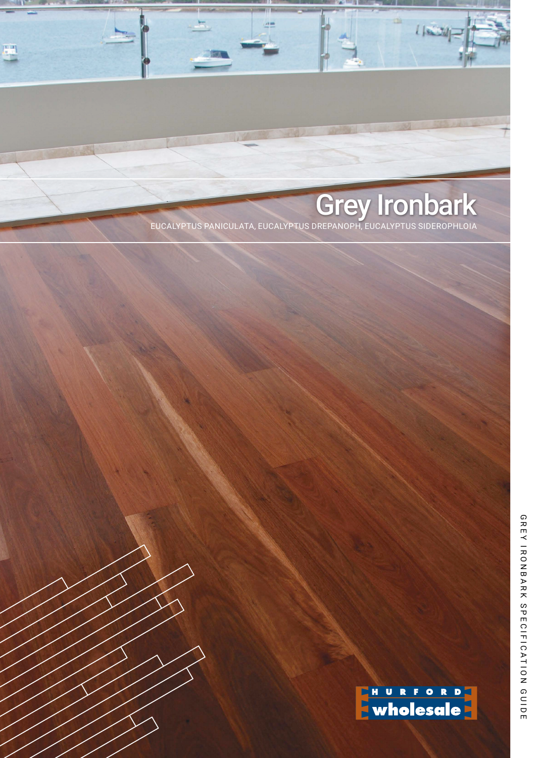# Grey Ironbark

EUCALYPTUS PANICULATA, EUCALYPTUS DREPANOPH, EUCALYPTUS SIDEROPHLOIA

HURFORD wholesale

GREY IRONBARK SPECIFICATION GUIDE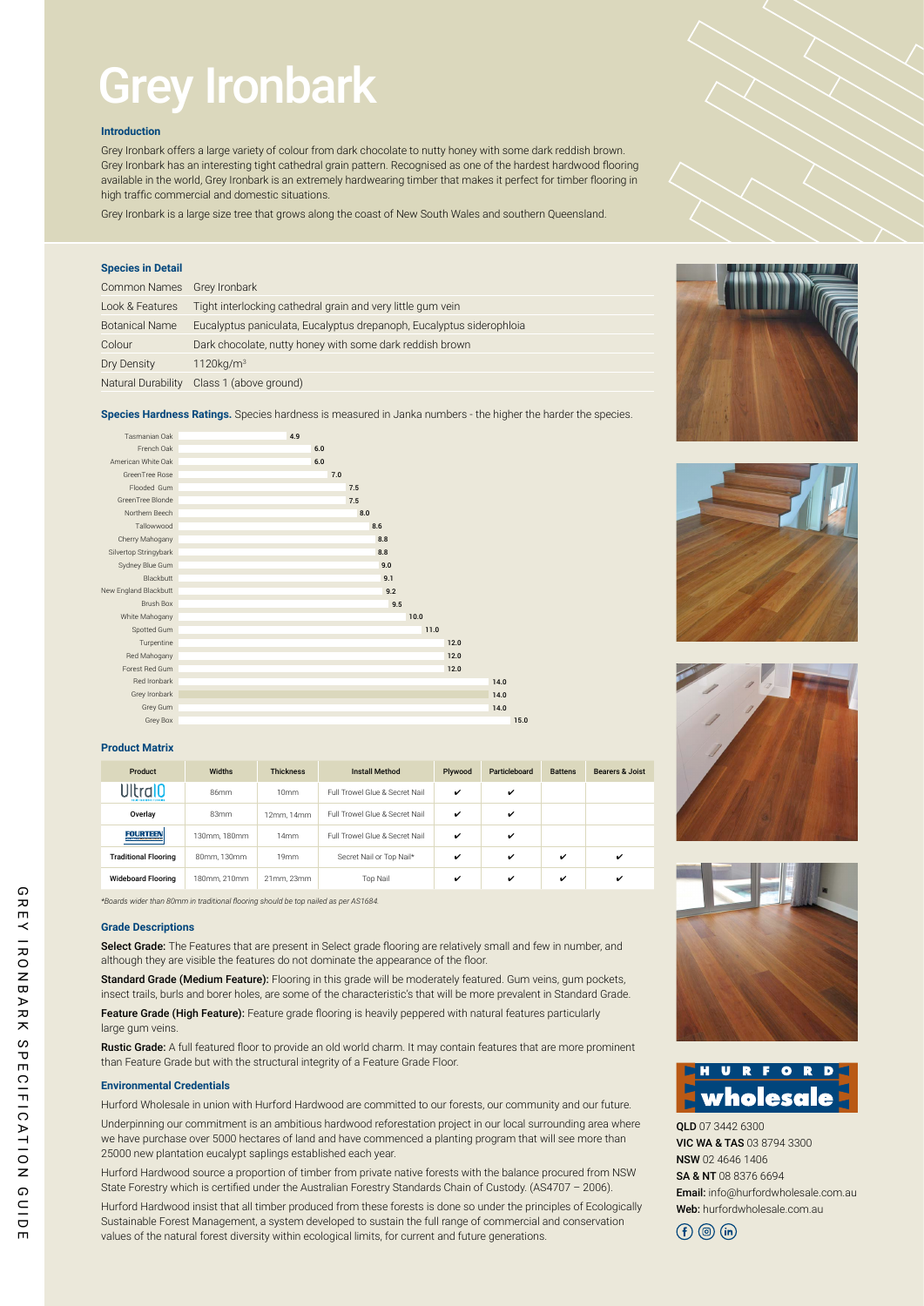# Grey Ironbark

### Introduction

Grey Ironbark offers a large variety of colour from dark chocolate to nutty honey with some dark reddish brown. Grey Ironbark has an interesting tight cathedral grain pattern. Recognised as one of the hardest hardwood flooring available in the world, Grey Ironbark is an extremely hardwearing timber that makes it perfect for timber flooring in high traffic commercial and domestic situations.

Grey Ironbark is a large size tree that grows along the coast of New South Wales and southern Queensland.

### Species in Detail

| | |
|---|---|
| Common Names | Grey Ironbark |
| Look & Features | Tight interlocking cathedral grain and very little gum vein |
| Botanical Name | Eucalyptus paniculata, Eucalyptus drepanoph, Eucalyptus siderophloia |
| Colour | Dark chocolate, nutty honey with some dark reddish brown |
| Dry Density | 1120kg/m³ |
| Natural Durability | Class 1 (above ground) |

**Species Hardness Ratings.** Species hardness is measured in Janka numbers - the higher the harder the species.

Tasmanian Oak 4.9
French Oak 6.0
American White Oak 6.0
GreenTree Rose 7.0
Flooded Gum 7.5
GreenTree Blonde 7.5
Northern Beech 8.0
Tallowwood 8.6
Cherry Mahogany 8.8
Silvertop Stringybark 8.8
Sydney Blue Gum 9.0
Blackbutt 9.1
New England Blackbutt 9.2
Brush Box 9.5
White Mahogany 10.0
Spotted Gum 11.0
Turpentine 12.0
Red Mahogany 12.0
Forest Red Gum 12.0
Red Ironbark 14.0
Grey Ironbark 14.0
Grey Gum 14.0
Grey Box 15.0

### Product Matrix

| Product | Widths | Thickness | Install Method | Plywood | Particleboard | Battens | Bearers & Joist |
|---|---|---|---|---|---|---|---|
| UltraIQ | 86mm | 10mm | Full Trowel Glue & Secret Nail | ✔ | ✔ | | |
| Overlay | 83mm | 12mm, 14mm | Full Trowel Glue & Secret Nail | ✔ | ✔ | | |
| FOURTEEN | 130mm, 180mm | 14mm | Full Trowel Glue & Secret Nail | ✔ | ✔ | | |
| Traditional Flooring | 80mm, 130mm | 19mm | Secret Nail or Top Nail* | ✔ | ✔ | ✔ | ✔ |
| Wideboard Flooring | 180mm, 210mm | 21mm, 23mm | Top Nail | ✔ | ✔ | ✔ | ✔ |

*\*Boards wider than 80mm in traditional flooring should be top nailed as per AS1684.*

### Grade Descriptions

**Select Grade:** The Features that are present in Select grade flooring are relatively small and few in number, and although they are visible the features do not dominate the appearance of the floor.

**Standard Grade (Medium Feature):** Flooring in this grade will be moderately featured. Gum veins, gum pockets, insect trails, burls and borer holes, are some of the characteristic's that will be more prevalent in Standard Grade.

**Feature Grade (High Feature):** Feature grade flooring is heavily peppered with natural features particularly large gum veins.

**Rustic Grade:** A full featured floor to provide an old world charm. It may contain features that are more prominent than Feature Grade but with the structural integrity of a Feature Grade Floor.

### Environmental Credentials

Hurford Wholesale in union with Hurford Hardwood are committed to our forests, our community and our future.

Underpinning our commitment is an ambitious hardwood reforestation project in our local surrounding area where we have purchase over 5000 hectares of land and have commenced a planting program that will see more than 25000 new plantation eucalypt saplings established each year.

Hurford Hardwood source a proportion of timber from private native forests with the balance procured from NSW State Forestry which is certified under the Australian Forestry Standards Chain of Custody. (AS4707 – 2006).

Hurford Hardwood insist that all timber produced from these forests is done so under the principles of Ecologically Sustainable Forest Management, a system developed to sustain the full range of commercial and conservation values of the natural forest diversity within ecological limits, for current and future generations.

HURFORD wholesale

**QLD** 07 3442 6300
**VIC WA & TAS** 03 8794 3300
**NSW** 02 4646 1406
**SA & NT** 08 8376 6694
**Email:** info@hurfordwholesale.com.au
**Web:** hurfordwholesale.com.au

GREY IRONBARK SPECIFICATION GUIDE